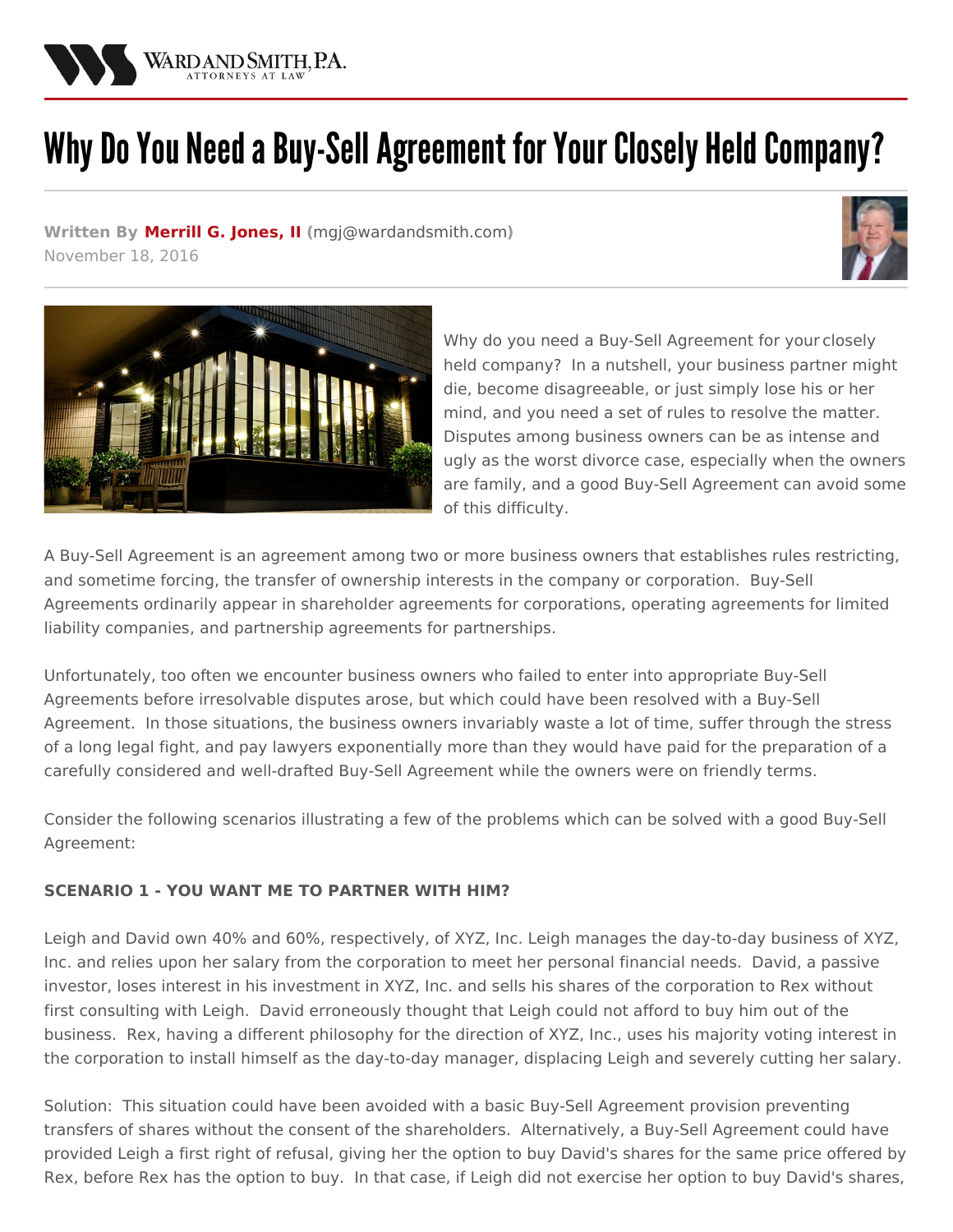# Why Do You Need a Buy-Sell Agreement for Your Closely Held Company?

**Written By Merrill G. Jones, II** (mgj@wardandsmith.com)
November 18, 2016

Why do you need a Buy-Sell Agreement for your closely held company? In a nutshell, your business partner might die, become disagreeable, or just simply lose his or her mind, and you need a set of rules to resolve the matter. Disputes among business owners can be as intense and ugly as the worst divorce case, especially when the owners are family, and a good Buy-Sell Agreement can avoid some of this difficulty.

A Buy-Sell Agreement is an agreement among two or more business owners that establishes rules restricting, and sometime forcing, the transfer of ownership interests in the company or corporation. Buy-Sell Agreements ordinarily appear in shareholder agreements for corporations, operating agreements for limited liability companies, and partnership agreements for partnerships.

Unfortunately, too often we encounter business owners who failed to enter into appropriate Buy-Sell Agreements before irresolvable disputes arose, but which could have been resolved with a Buy-Sell Agreement. In those situations, the business owners invariably waste a lot of time, suffer through the stress of a long legal fight, and pay lawyers exponentially more than they would have paid for the preparation of a carefully considered and well-drafted Buy-Sell Agreement while the owners were on friendly terms.

Consider the following scenarios illustrating a few of the problems which can be solved with a good Buy-Sell Agreement:

**SCENARIO 1 - YOU WANT ME TO PARTNER WITH HIM?**

Leigh and David own 40% and 60%, respectively, of XYZ, Inc. Leigh manages the day-to-day business of XYZ, Inc. and relies upon her salary from the corporation to meet her personal financial needs. David, a passive investor, loses interest in his investment in XYZ, Inc. and sells his shares of the corporation to Rex without first consulting with Leigh. David erroneously thought that Leigh could not afford to buy him out of the business. Rex, having a different philosophy for the direction of XYZ, Inc., uses his majority voting interest in the corporation to install himself as the day-to-day manager, displacing Leigh and severely cutting her salary.

Solution: This situation could have been avoided with a basic Buy-Sell Agreement provision preventing transfers of shares without the consent of the shareholders. Alternatively, a Buy-Sell Agreement could have provided Leigh a first right of refusal, giving her the option to buy David's shares for the same price offered by Rex, before Rex has the option to buy. In that case, if Leigh did not exercise her option to buy David's shares,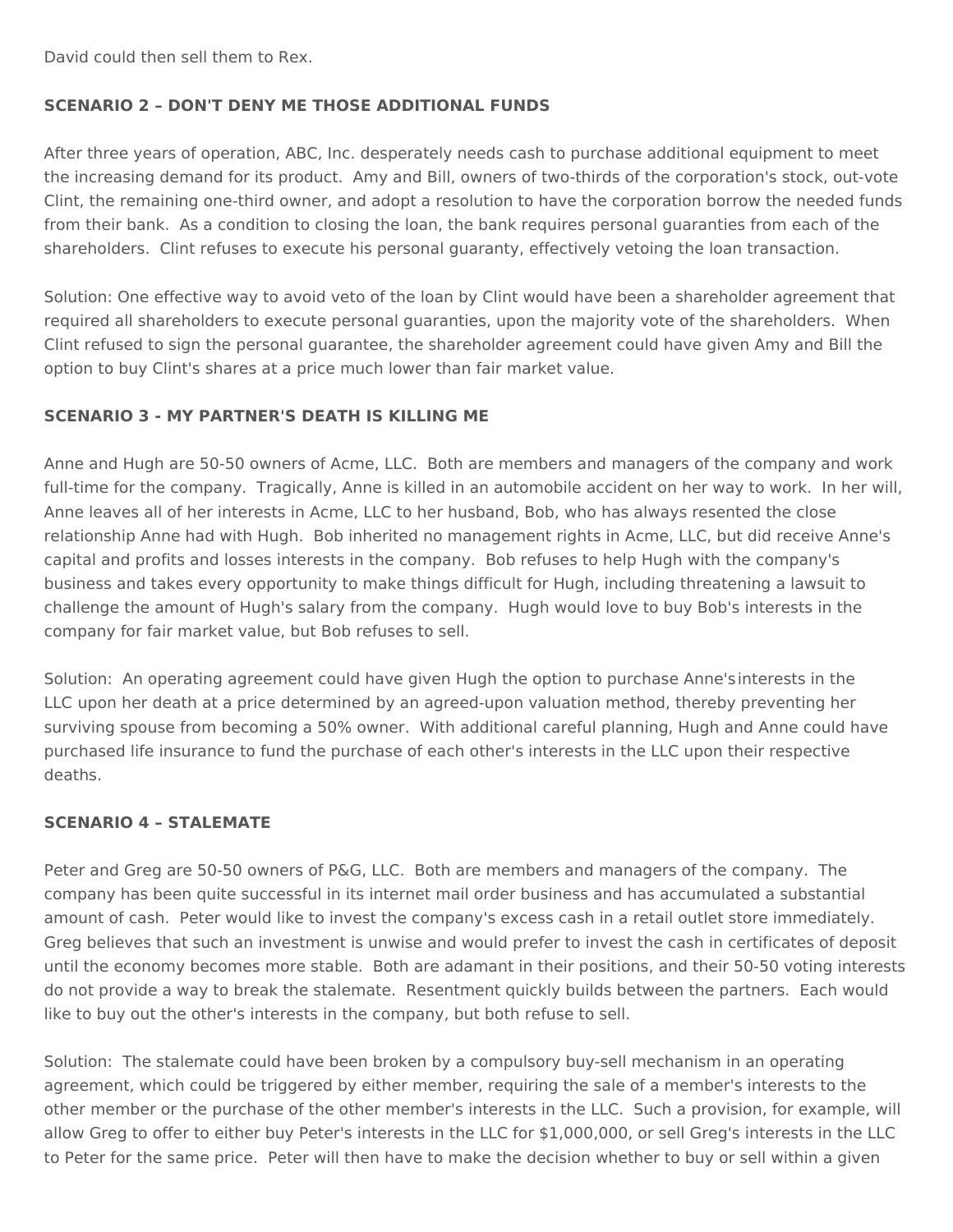David could then sell them to Rex.

**SCENARIO 2 – DON'T DENY ME THOSE ADDITIONAL FUNDS**

After three years of operation, ABC, Inc. desperately needs cash to purchase additional equipment to meet the increasing demand for its product. Amy and Bill, owners of two-thirds of the corporation's stock, out-vote Clint, the remaining one-third owner, and adopt a resolution to have the corporation borrow the needed funds from their bank. As a condition to closing the loan, the bank requires personal guaranties from each of the shareholders. Clint refuses to execute his personal guaranty, effectively vetoing the loan transaction.

Solution: One effective way to avoid veto of the loan by Clint would have been a shareholder agreement that required all shareholders to execute personal guaranties, upon the majority vote of the shareholders. When Clint refused to sign the personal guarantee, the shareholder agreement could have given Amy and Bill the option to buy Clint's shares at a price much lower than fair market value.

**SCENARIO 3 - MY PARTNER'S DEATH IS KILLING ME**

Anne and Hugh are 50-50 owners of Acme, LLC. Both are members and managers of the company and work full-time for the company. Tragically, Anne is killed in an automobile accident on her way to work. In her will, Anne leaves all of her interests in Acme, LLC to her husband, Bob, who has always resented the close relationship Anne had with Hugh. Bob inherited no management rights in Acme, LLC, but did receive Anne's capital and profits and losses interests in the company. Bob refuses to help Hugh with the company's business and takes every opportunity to make things difficult for Hugh, including threatening a lawsuit to challenge the amount of Hugh's salary from the company. Hugh would love to buy Bob's interests in the company for fair market value, but Bob refuses to sell.

Solution: An operating agreement could have given Hugh the option to purchase Anne's interests in the LLC upon her death at a price determined by an agreed-upon valuation method, thereby preventing her surviving spouse from becoming a 50% owner. With additional careful planning, Hugh and Anne could have purchased life insurance to fund the purchase of each other's interests in the LLC upon their respective deaths.

**SCENARIO 4 – STALEMATE**

Peter and Greg are 50-50 owners of P&G, LLC. Both are members and managers of the company. The company has been quite successful in its internet mail order business and has accumulated a substantial amount of cash. Peter would like to invest the company's excess cash in a retail outlet store immediately. Greg believes that such an investment is unwise and would prefer to invest the cash in certificates of deposit until the economy becomes more stable. Both are adamant in their positions, and their 50-50 voting interests do not provide a way to break the stalemate. Resentment quickly builds between the partners. Each would like to buy out the other's interests in the company, but both refuse to sell.

Solution: The stalemate could have been broken by a compulsory buy-sell mechanism in an operating agreement, which could be triggered by either member, requiring the sale of a member's interests to the other member or the purchase of the other member's interests in the LLC. Such a provision, for example, will allow Greg to offer to either buy Peter's interests in the LLC for $1,000,000, or sell Greg's interests in the LLC to Peter for the same price. Peter will then have to make the decision whether to buy or sell within a given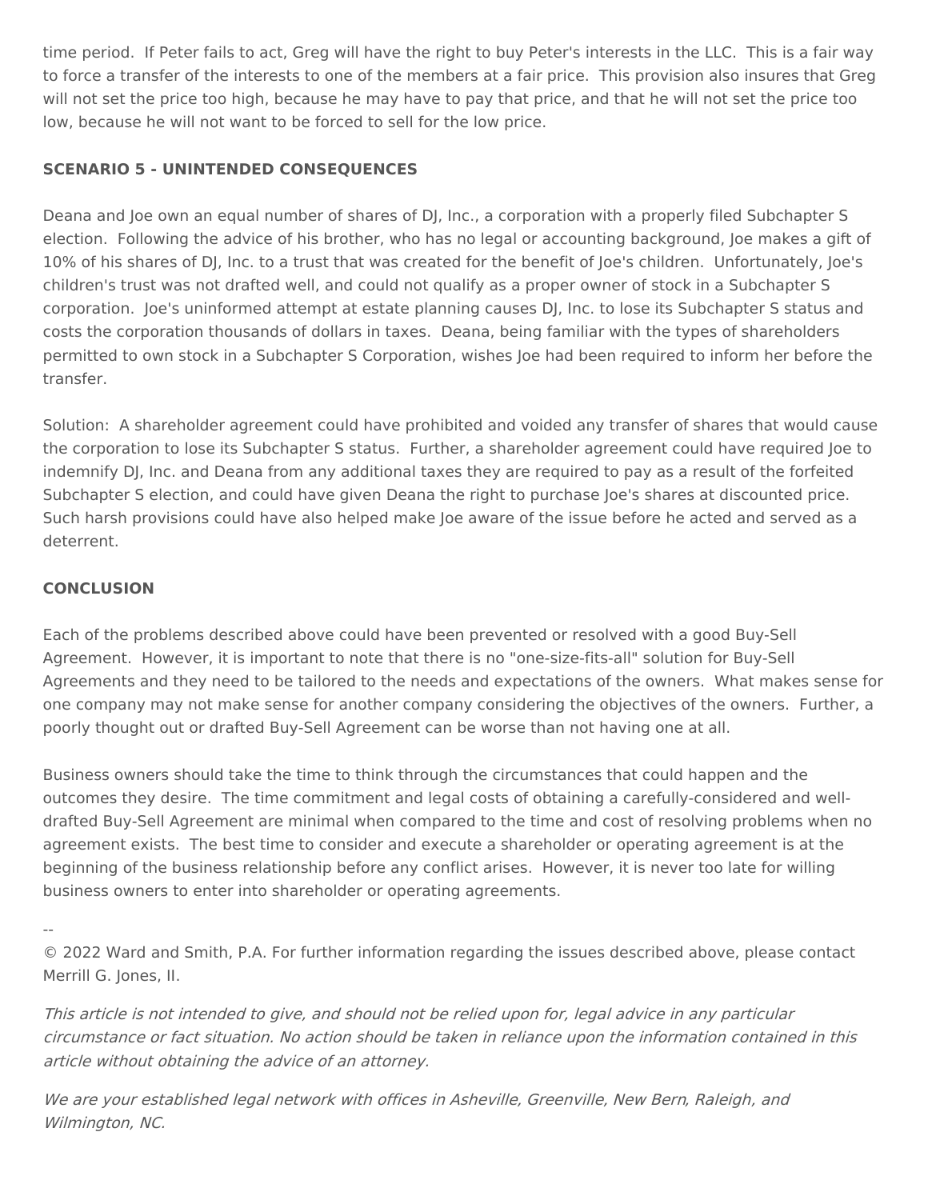time period. If Peter fails to act, Greg will have the right to buy Peter's interests in the LLC. This is a fair way to force a transfer of the interests to one of the members at a fair price. This provision also insures that Greg will not set the price too high, because he may have to pay that price, and that he will not set the price too low, because he will not want to be forced to sell for the low price.

**SCENARIO 5 - UNINTENDED CONSEQUENCES**

Deana and Joe own an equal number of shares of DJ, Inc., a corporation with a properly filed Subchapter S election. Following the advice of his brother, who has no legal or accounting background, Joe makes a gift of 10% of his shares of DJ, Inc. to a trust that was created for the benefit of Joe's children. Unfortunately, Joe's children's trust was not drafted well, and could not qualify as a proper owner of stock in a Subchapter S corporation. Joe's uninformed attempt at estate planning causes DJ, Inc. to lose its Subchapter S status and costs the corporation thousands of dollars in taxes. Deana, being familiar with the types of shareholders permitted to own stock in a Subchapter S Corporation, wishes Joe had been required to inform her before the transfer.

Solution: A shareholder agreement could have prohibited and voided any transfer of shares that would cause the corporation to lose its Subchapter S status. Further, a shareholder agreement could have required Joe to indemnify DJ, Inc. and Deana from any additional taxes they are required to pay as a result of the forfeited Subchapter S election, and could have given Deana the right to purchase Joe's shares at discounted price. Such harsh provisions could have also helped make Joe aware of the issue before he acted and served as a deterrent.

**CONCLUSION**

Each of the problems described above could have been prevented or resolved with a good Buy-Sell Agreement. However, it is important to note that there is no "one-size-fits-all" solution for Buy-Sell Agreements and they need to be tailored to the needs and expectations of the owners. What makes sense for one company may not make sense for another company considering the objectives of the owners. Further, a poorly thought out or drafted Buy-Sell Agreement can be worse than not having one at all.

Business owners should take the time to think through the circumstances that could happen and the outcomes they desire. The time commitment and legal costs of obtaining a carefully-considered and well-drafted Buy-Sell Agreement are minimal when compared to the time and cost of resolving problems when no agreement exists. The best time to consider and execute a shareholder or operating agreement is at the beginning of the business relationship before any conflict arises. However, it is never too late for willing business owners to enter into shareholder or operating agreements.

--

© 2022 Ward and Smith, P.A. For further information regarding the issues described above, please contact Merrill G. Jones, II.

*This article is not intended to give, and should not be relied upon for, legal advice in any particular circumstance or fact situation. No action should be taken in reliance upon the information contained in this article without obtaining the advice of an attorney.*

*We are your established legal network with offices in Asheville, Greenville, New Bern, Raleigh, and Wilmington, NC.*